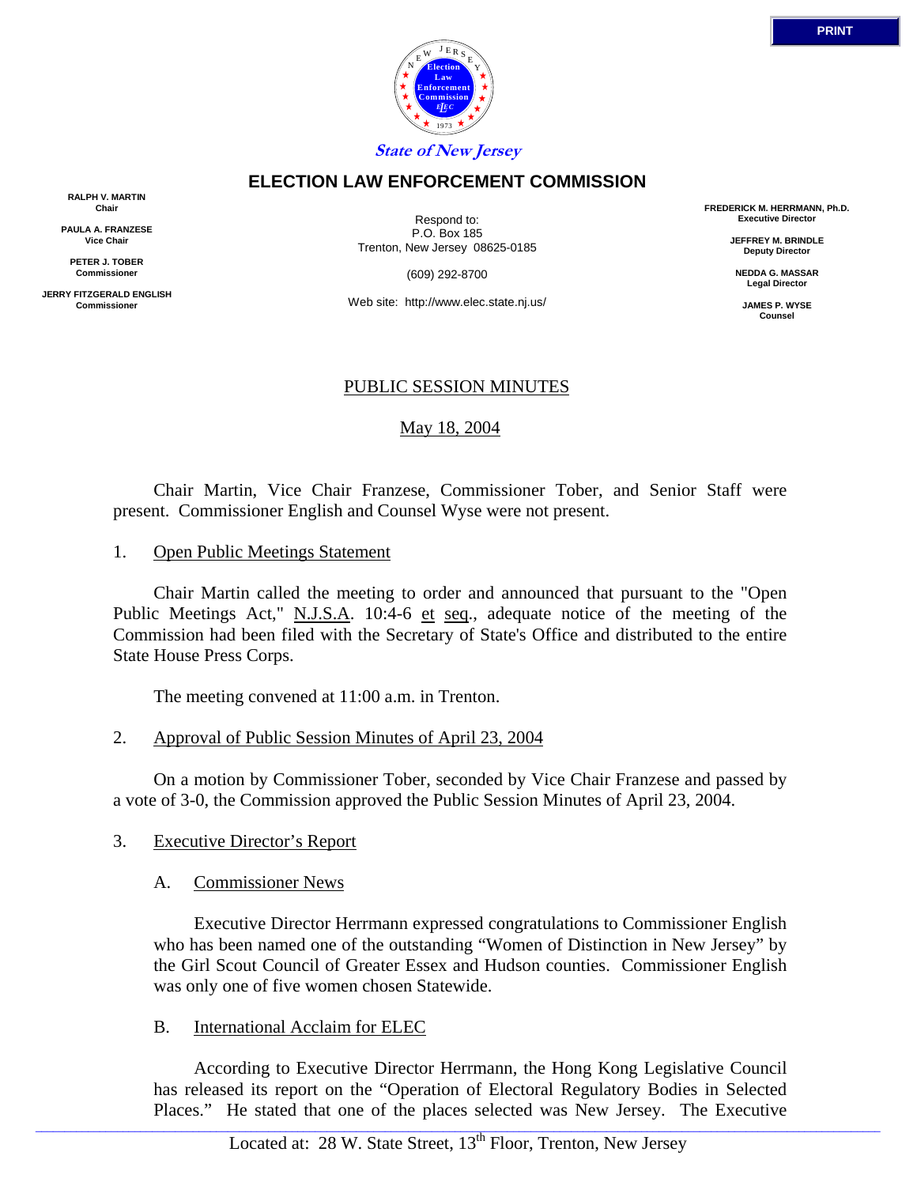State of New Jersey

# ELECTION LAW ENFORCEMENT COMMISSION

**RALPH V. MARTIN**
**Chair**

**PAULA A. FRANZESE**
**Vice Chair**

**PETER J. TOBER**
**Commissioner**

**JERRY FITZGERALD ENGLISH**
**Commissioner**

Respond to:
P.O. Box 185
Trenton, New Jersey 08625-0185

(609) 292-8700

Web site: http://www.elec.state.nj.us/

**FREDERICK M. HERRMANN, Ph.D.**
**Executive Director**

**JEFFREY M. BRINDLE**
**Deputy Director**

**NEDDA G. MASSAR**
**Legal Director**

**JAMES P. WYSE**
**Counsel**

## PUBLIC SESSION MINUTES

May 18, 2004

Chair Martin, Vice Chair Franzese, Commissioner Tober, and Senior Staff were present. Commissioner English and Counsel Wyse were not present.

1. Open Public Meetings Statement

Chair Martin called the meeting to order and announced that pursuant to the "Open Public Meetings Act," N.J.S.A. 10:4-6 et seq., adequate notice of the meeting of the Commission had been filed with the Secretary of State's Office and distributed to the entire State House Press Corps.

The meeting convened at 11:00 a.m. in Trenton.

2. Approval of Public Session Minutes of April 23, 2004

On a motion by Commissioner Tober, seconded by Vice Chair Franzese and passed by a vote of 3-0, the Commission approved the Public Session Minutes of April 23, 2004.

3. Executive Director's Report

A. Commissioner News

Executive Director Herrmann expressed congratulations to Commissioner English who has been named one of the outstanding "Women of Distinction in New Jersey" by the Girl Scout Council of Greater Essex and Hudson counties. Commissioner English was only one of five women chosen Statewide.

B. International Acclaim for ELEC

According to Executive Director Herrmann, the Hong Kong Legislative Council has released its report on the "Operation of Electoral Regulatory Bodies in Selected Places." He stated that one of the places selected was New Jersey. The Executive

Located at: 28 W. State Street, 13th Floor, Trenton, New Jersey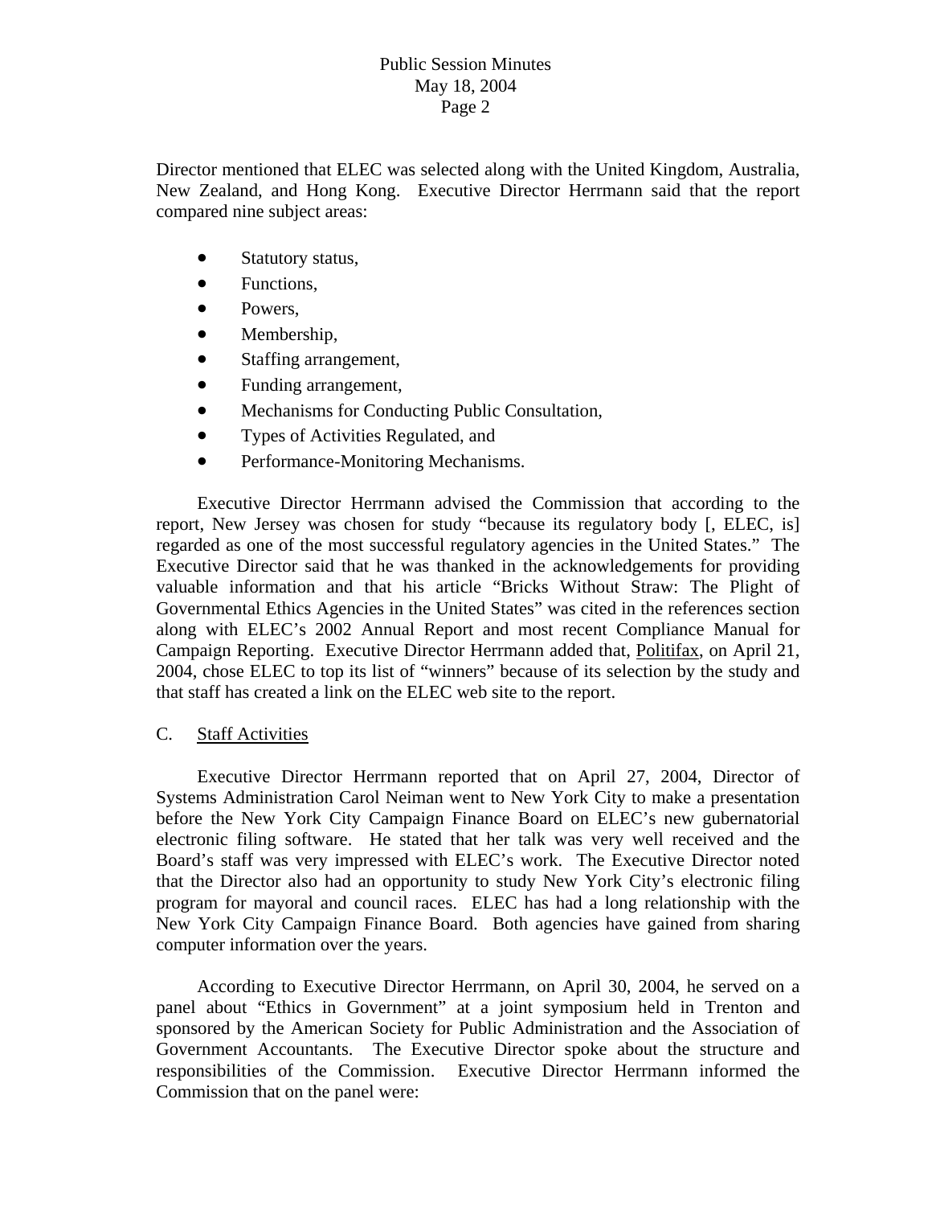Director mentioned that ELEC was selected along with the United Kingdom, Australia, New Zealand, and Hong Kong. Executive Director Herrmann said that the report compared nine subject areas:

- Statutory status,
- Functions,
- Powers,
- Membership,
- Staffing arrangement,
- Funding arrangement,
- Mechanisms for Conducting Public Consultation,
- Types of Activities Regulated, and
- Performance-Monitoring Mechanisms.

Executive Director Herrmann advised the Commission that according to the report, New Jersey was chosen for study "because its regulatory body [, ELEC, is] regarded as one of the most successful regulatory agencies in the United States." The Executive Director said that he was thanked in the acknowledgements for providing valuable information and that his article "Bricks Without Straw: The Plight of Governmental Ethics Agencies in the United States" was cited in the references section along with ELEC's 2002 Annual Report and most recent Compliance Manual for Campaign Reporting. Executive Director Herrmann added that, Politifax, on April 21, 2004, chose ELEC to top its list of "winners" because of its selection by the study and that staff has created a link on the ELEC web site to the report.

C. Staff Activities

Executive Director Herrmann reported that on April 27, 2004, Director of Systems Administration Carol Neiman went to New York City to make a presentation before the New York City Campaign Finance Board on ELEC's new gubernatorial electronic filing software. He stated that her talk was very well received and the Board's staff was very impressed with ELEC's work. The Executive Director noted that the Director also had an opportunity to study New York City's electronic filing program for mayoral and council races. ELEC has had a long relationship with the New York City Campaign Finance Board. Both agencies have gained from sharing computer information over the years.

According to Executive Director Herrmann, on April 30, 2004, he served on a panel about "Ethics in Government" at a joint symposium held in Trenton and sponsored by the American Society for Public Administration and the Association of Government Accountants. The Executive Director spoke about the structure and responsibilities of the Commission. Executive Director Herrmann informed the Commission that on the panel were: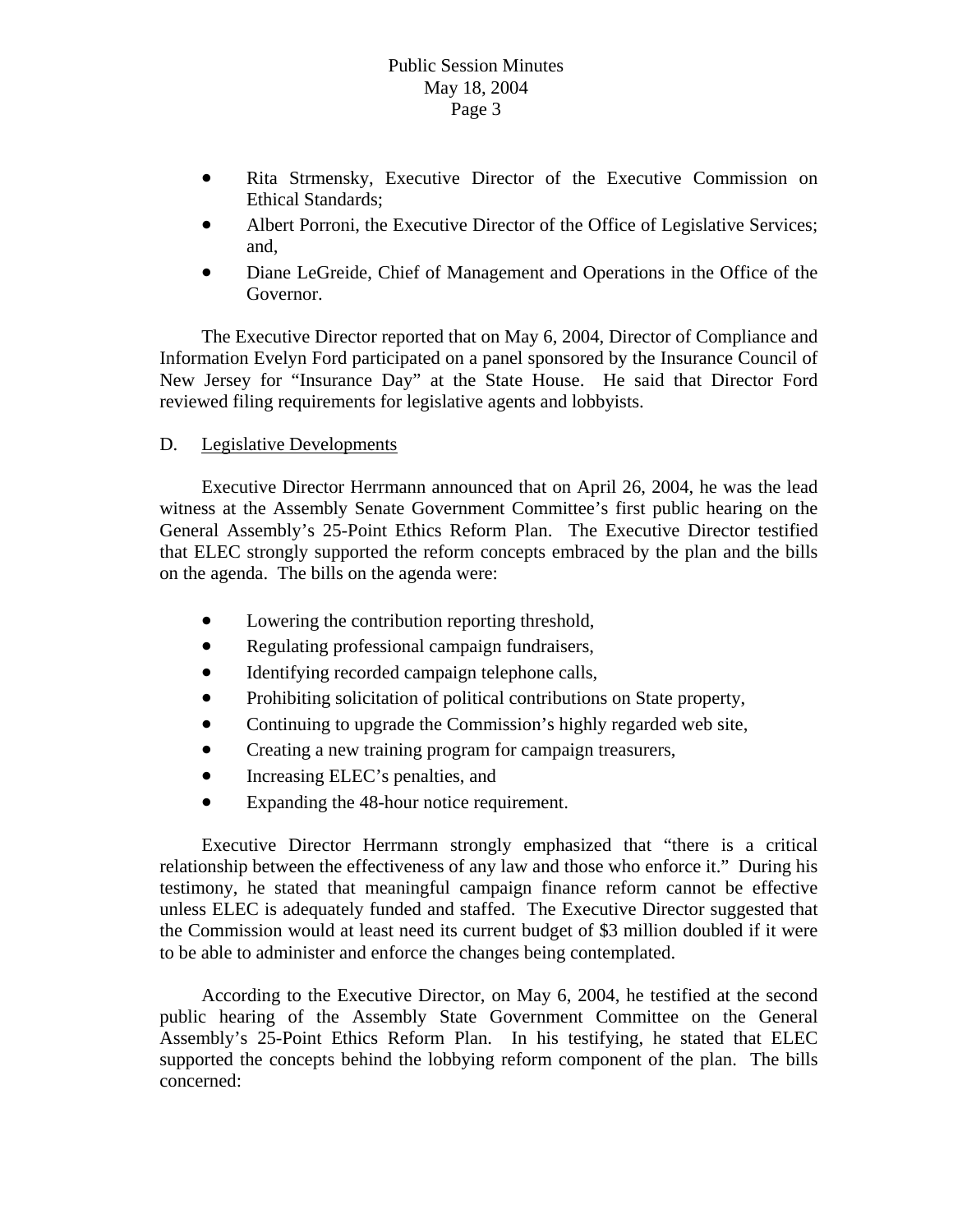- Rita Strmensky, Executive Director of the Executive Commission on Ethical Standards;
- Albert Porroni, the Executive Director of the Office of Legislative Services; and,
- Diane LeGreide, Chief of Management and Operations in the Office of the Governor.

The Executive Director reported that on May 6, 2004, Director of Compliance and Information Evelyn Ford participated on a panel sponsored by the Insurance Council of New Jersey for "Insurance Day" at the State House. He said that Director Ford reviewed filing requirements for legislative agents and lobbyists.

D. Legislative Developments

Executive Director Herrmann announced that on April 26, 2004, he was the lead witness at the Assembly Senate Government Committee's first public hearing on the General Assembly's 25-Point Ethics Reform Plan. The Executive Director testified that ELEC strongly supported the reform concepts embraced by the plan and the bills on the agenda. The bills on the agenda were:

- Lowering the contribution reporting threshold,
- Regulating professional campaign fundraisers,
- Identifying recorded campaign telephone calls,
- Prohibiting solicitation of political contributions on State property,
- Continuing to upgrade the Commission's highly regarded web site,
- Creating a new training program for campaign treasurers,
- Increasing ELEC's penalties, and
- Expanding the 48-hour notice requirement.

Executive Director Herrmann strongly emphasized that "there is a critical relationship between the effectiveness of any law and those who enforce it." During his testimony, he stated that meaningful campaign finance reform cannot be effective unless ELEC is adequately funded and staffed. The Executive Director suggested that the Commission would at least need its current budget of $3 million doubled if it were to be able to administer and enforce the changes being contemplated.

According to the Executive Director, on May 6, 2004, he testified at the second public hearing of the Assembly State Government Committee on the General Assembly's 25-Point Ethics Reform Plan. In his testifying, he stated that ELEC supported the concepts behind the lobbying reform component of the plan. The bills concerned: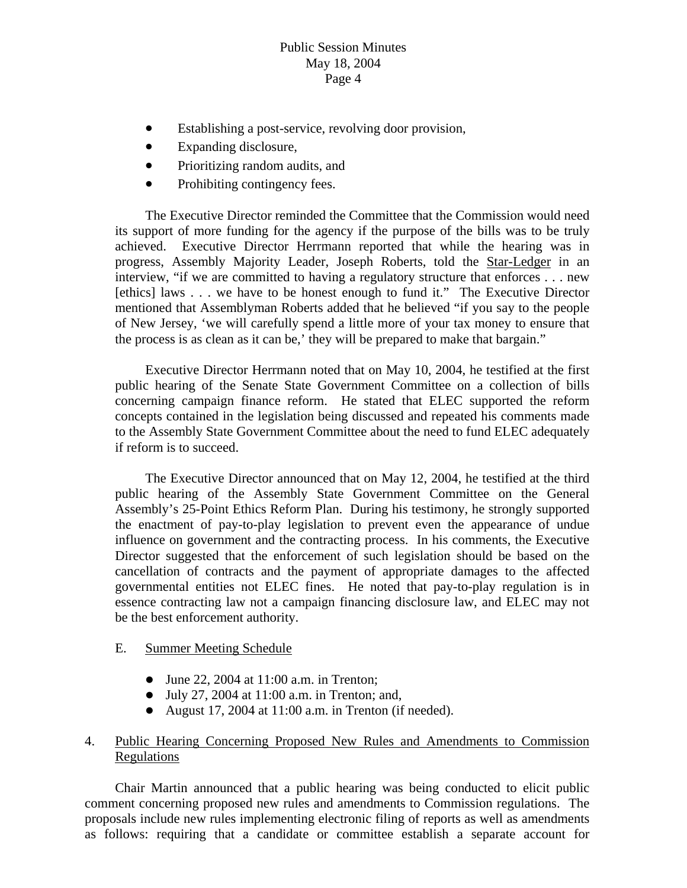- Establishing a post-service, revolving door provision,
- Expanding disclosure,
- Prioritizing random audits, and
- Prohibiting contingency fees.

The Executive Director reminded the Committee that the Commission would need its support of more funding for the agency if the purpose of the bills was to be truly achieved. Executive Director Herrmann reported that while the hearing was in progress, Assembly Majority Leader, Joseph Roberts, told the Star-Ledger in an interview, "if we are committed to having a regulatory structure that enforces . . . new [ethics] laws . . . we have to be honest enough to fund it." The Executive Director mentioned that Assemblyman Roberts added that he believed "if you say to the people of New Jersey, 'we will carefully spend a little more of your tax money to ensure that the process is as clean as it can be,' they will be prepared to make that bargain."

Executive Director Herrmann noted that on May 10, 2004, he testified at the first public hearing of the Senate State Government Committee on a collection of bills concerning campaign finance reform. He stated that ELEC supported the reform concepts contained in the legislation being discussed and repeated his comments made to the Assembly State Government Committee about the need to fund ELEC adequately if reform is to succeed.

The Executive Director announced that on May 12, 2004, he testified at the third public hearing of the Assembly State Government Committee on the General Assembly's 25-Point Ethics Reform Plan. During his testimony, he strongly supported the enactment of pay-to-play legislation to prevent even the appearance of undue influence on government and the contracting process. In his comments, the Executive Director suggested that the enforcement of such legislation should be based on the cancellation of contracts and the payment of appropriate damages to the affected governmental entities not ELEC fines. He noted that pay-to-play regulation is in essence contracting law not a campaign financing disclosure law, and ELEC may not be the best enforcement authority.

E. Summer Meeting Schedule

- June 22, 2004 at 11:00 a.m. in Trenton;
- July 27, 2004 at 11:00 a.m. in Trenton; and,
- August 17, 2004 at 11:00 a.m. in Trenton (if needed).

4. Public Hearing Concerning Proposed New Rules and Amendments to Commission Regulations

Chair Martin announced that a public hearing was being conducted to elicit public comment concerning proposed new rules and amendments to Commission regulations. The proposals include new rules implementing electronic filing of reports as well as amendments as follows: requiring that a candidate or committee establish a separate account for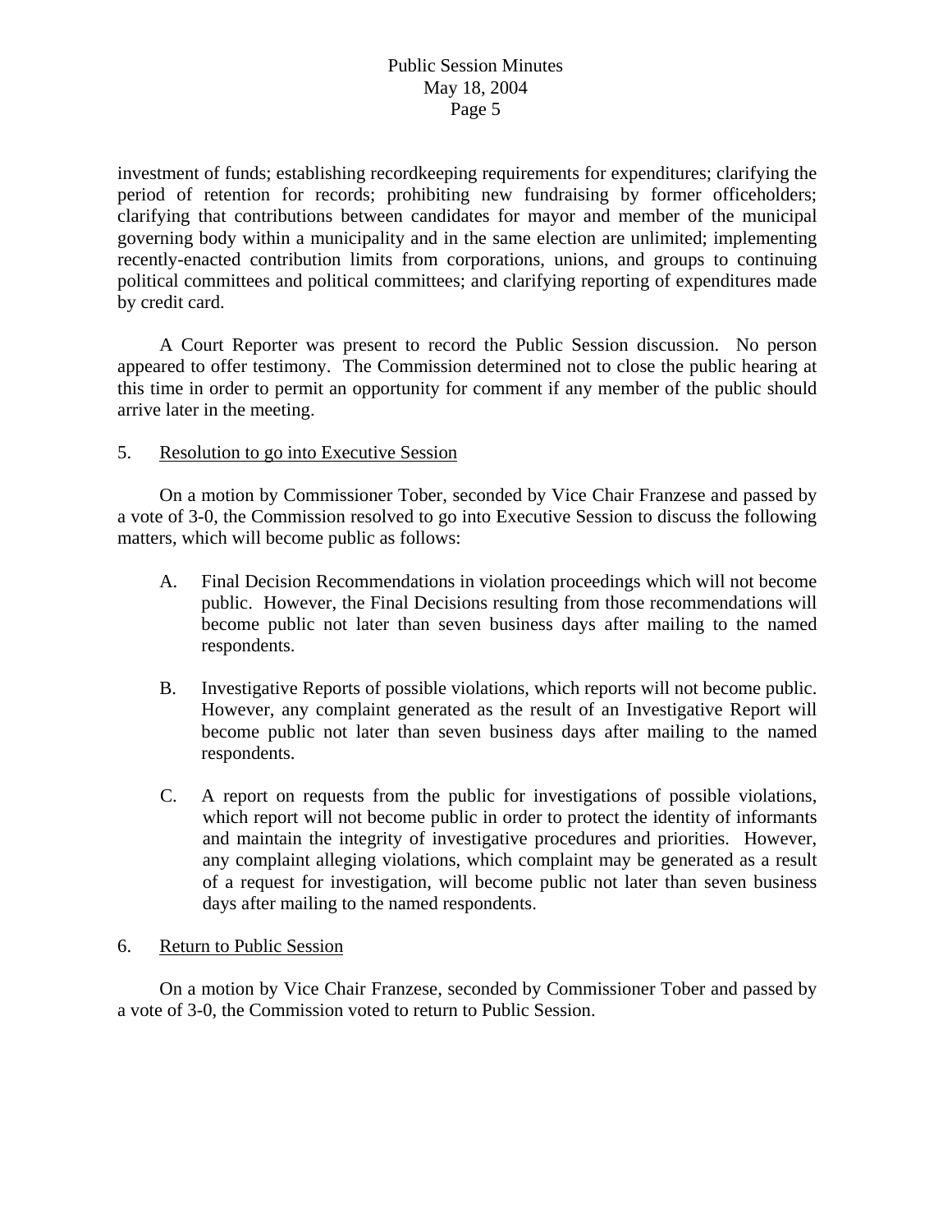investment of funds; establishing recordkeeping requirements for expenditures; clarifying the period of retention for records; prohibiting new fundraising by former officeholders; clarifying that contributions between candidates for mayor and member of the municipal governing body within a municipality and in the same election are unlimited; implementing recently-enacted contribution limits from corporations, unions, and groups to continuing political committees and political committees; and clarifying reporting of expenditures made by credit card.

A Court Reporter was present to record the Public Session discussion. No person appeared to offer testimony. The Commission determined not to close the public hearing at this time in order to permit an opportunity for comment if any member of the public should arrive later in the meeting.

5. <u>Resolution to go into Executive Session</u>

On a motion by Commissioner Tober, seconded by Vice Chair Franzese and passed by a vote of 3-0, the Commission resolved to go into Executive Session to discuss the following matters, which will become public as follows:

A. Final Decision Recommendations in violation proceedings which will not become public. However, the Final Decisions resulting from those recommendations will become public not later than seven business days after mailing to the named respondents.

B. Investigative Reports of possible violations, which reports will not become public. However, any complaint generated as the result of an Investigative Report will become public not later than seven business days after mailing to the named respondents.

C. A report on requests from the public for investigations of possible violations, which report will not become public in order to protect the identity of informants and maintain the integrity of investigative procedures and priorities. However, any complaint alleging violations, which complaint may be generated as a result of a request for investigation, will become public not later than seven business days after mailing to the named respondents.

6. <u>Return to Public Session</u>

On a motion by Vice Chair Franzese, seconded by Commissioner Tober and passed by a vote of 3-0, the Commission voted to return to Public Session.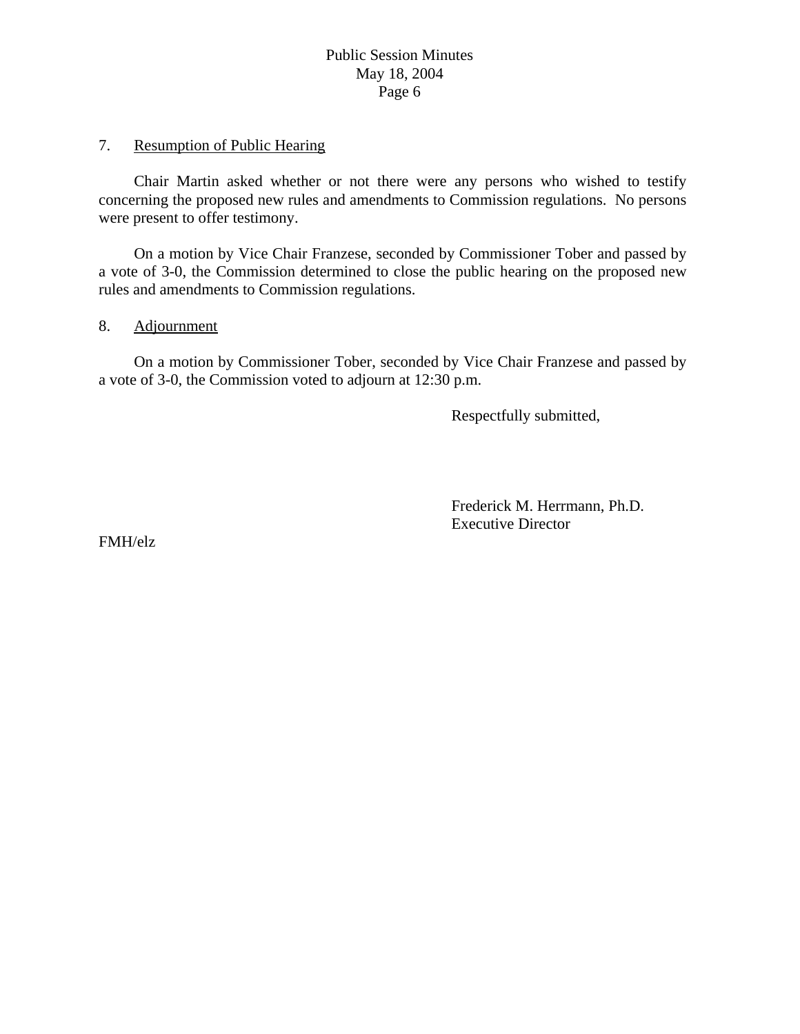7. Resumption of Public Hearing

Chair Martin asked whether or not there were any persons who wished to testify concerning the proposed new rules and amendments to Commission regulations. No persons were present to offer testimony.

On a motion by Vice Chair Franzese, seconded by Commissioner Tober and passed by a vote of 3-0, the Commission determined to close the public hearing on the proposed new rules and amendments to Commission regulations.

8. Adjournment

On a motion by Commissioner Tober, seconded by Vice Chair Franzese and passed by a vote of 3-0, the Commission voted to adjourn at 12:30 p.m.

Respectfully submitted,

Frederick M. Herrmann, Ph.D.
Executive Director

FMH/elz